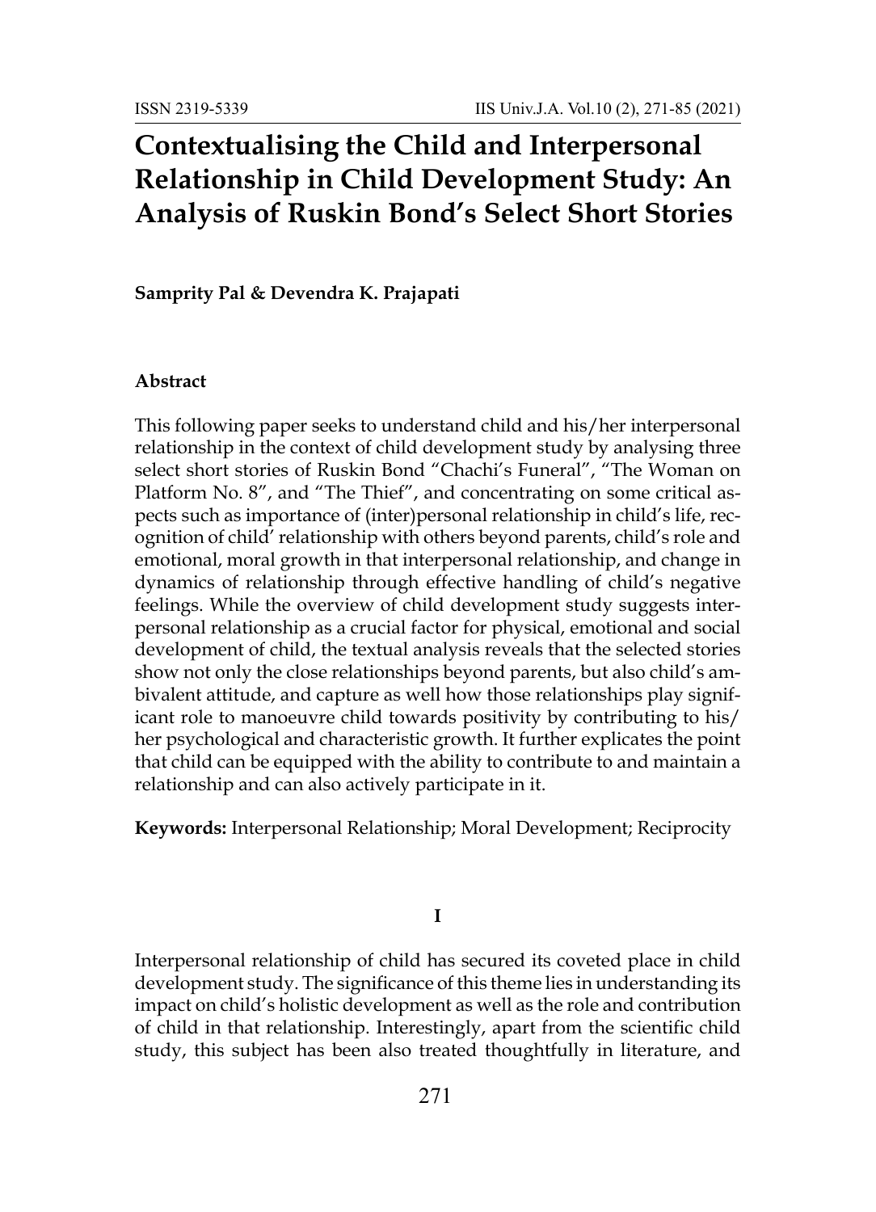# Contextualising the Child and Interpersonal Relationship in Child Development Study: An Analysis of Ruskin Bond's Select Short Stories

**Sampritу Pal & Devendra K. Prajapati**

### Abstract

This following paper seeks to understand child and his/her interpersonal relationship in the context of child development study by analysing three select short stories of Ruskin Bond "Chachi's Funeral", "The Woman on Platform No. 8", and "The Thief", and concentrating on some critical aspects such as importance of (inter)personal relationship in child's life, recognition of child' relationship with others beyond parents, child's role and emotional, moral growth in that interpersonal relationship, and change in dynamics of relationship through effective handling of child's negative feelings. While the overview of child development study suggests interpersonal relationship as a crucial factor for physical, emotional and social development of child, the textual analysis reveals that the selected stories show not only the close relationships beyond parents, but also child's ambivalent attitude, and capture as well how those relationships play significant role to manoeuvre child towards positivity by contributing to his/her psychological and characteristic growth. It further explicates the point that child can be equipped with the ability to contribute to and maintain a relationship and can also actively participate in it.

**Keywords:** Interpersonal Relationship; Moral Development; Reciprocity

## I

Interpersonal relationship of child has secured its coveted place in child development study. The significance of this theme lies in understanding its impact on child's holistic development as well as the role and contribution of child in that relationship. Interestingly, apart from the scientific child study, this subject has been also treated thoughtfully in literature, and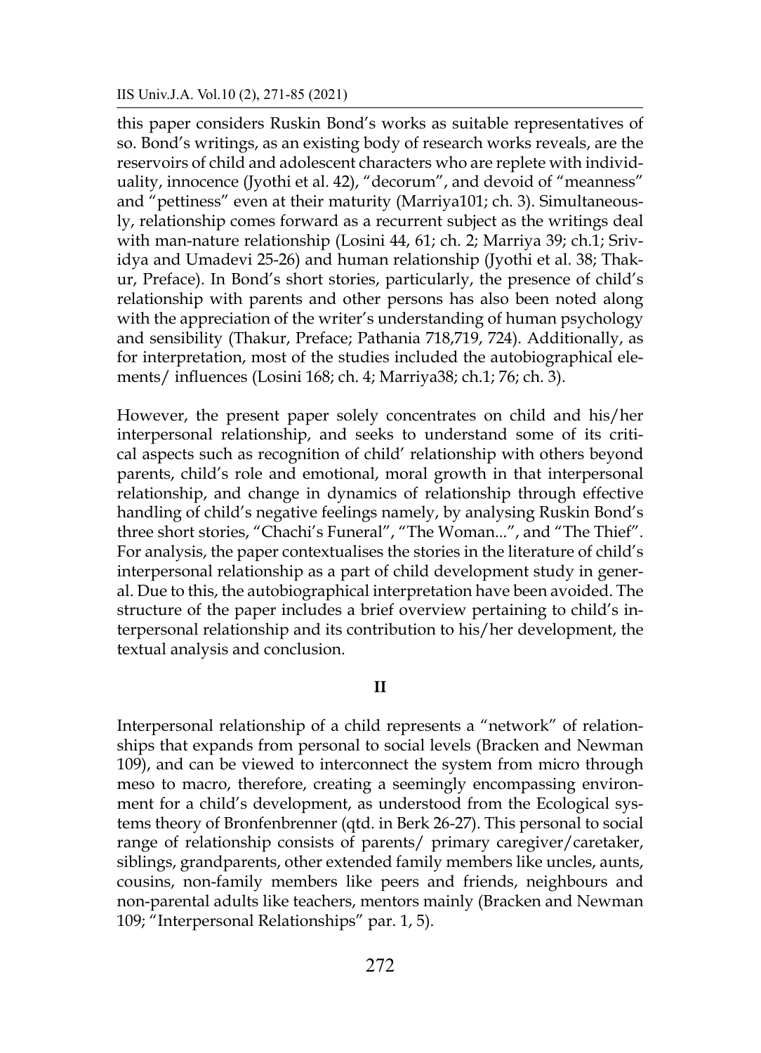this paper considers Ruskin Bond's works as suitable representatives of so. Bond's writings, as an existing body of research works reveals, are the reservoirs of child and adolescent characters who are replete with individuality, innocence (Jyothi et al. 42), "decorum", and devoid of "meanness" and "pettiness" even at their maturity (Marriya101; ch. 3). Simultaneously, relationship comes forward as a recurrent subject as the writings deal with man-nature relationship (Losini 44, 61; ch. 2; Marriya 39; ch.1; Srividya and Umadevi 25-26) and human relationship (Jyothi et al. 38; Thakur, Preface). In Bond's short stories, particularly, the presence of child's relationship with parents and other persons has also been noted along with the appreciation of the writer's understanding of human psychology and sensibility (Thakur, Preface; Pathania 718,719, 724). Additionally, as for interpretation, most of the studies included the autobiographical elements/ influences (Losini 168; ch. 4; Marriya38; ch.1; 76; ch. 3).

However, the present paper solely concentrates on child and his/her interpersonal relationship, and seeks to understand some of its critical aspects such as recognition of child' relationship with others beyond parents, child's role and emotional, moral growth in that interpersonal relationship, and change in dynamics of relationship through effective handling of child's negative feelings namely, by analysing Ruskin Bond's three short stories, "Chachi's Funeral", "The Woman...", and "The Thief". For analysis, the paper contextualises the stories in the literature of child's interpersonal relationship as a part of child development study in general. Due to this, the autobiographical interpretation have been avoided. The structure of the paper includes a brief overview pertaining to child's interpersonal relationship and its contribution to his/her development, the textual analysis and conclusion.

## II

Interpersonal relationship of a child represents a "network" of relationships that expands from personal to social levels (Bracken and Newman 109), and can be viewed to interconnect the system from micro through meso to macro, therefore, creating a seemingly encompassing environment for a child's development, as understood from the Ecological systems theory of Bronfenbrenner (qtd. in Berk 26-27). This personal to social range of relationship consists of parents/ primary caregiver/caretaker, siblings, grandparents, other extended family members like uncles, aunts, cousins, non-family members like peers and friends, neighbours and non-parental adults like teachers, mentors mainly (Bracken and Newman 109; "Interpersonal Relationships" par. 1, 5).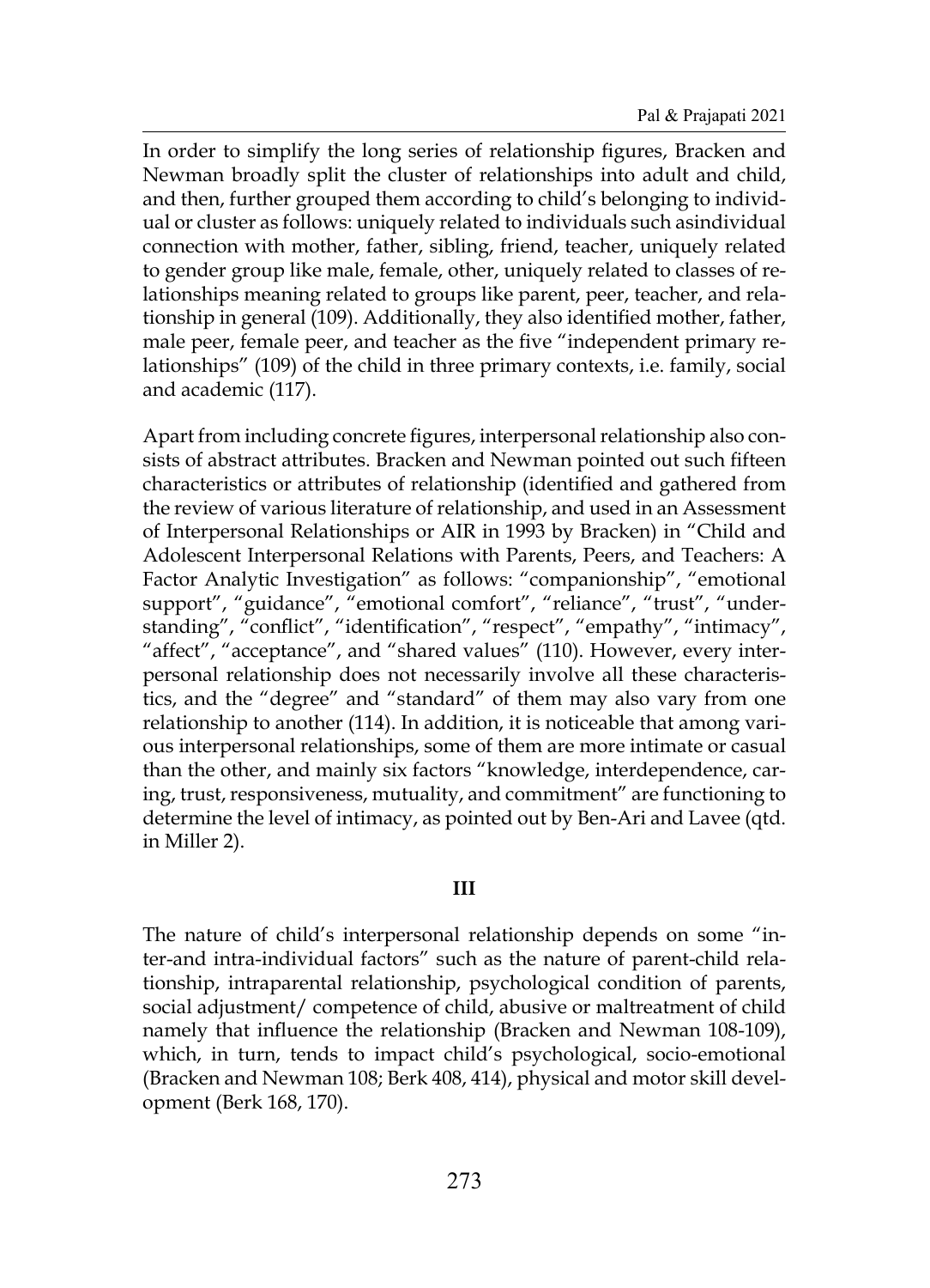In order to simplify the long series of relationship figures, Bracken and Newman broadly split the cluster of relationships into adult and child, and then, further grouped them according to child's belonging to individual or cluster as follows: uniquely related to individuals such asindividual connection with mother, father, sibling, friend, teacher, uniquely related to gender group like male, female, other, uniquely related to classes of relationships meaning related to groups like parent, peer, teacher, and relationship in general (109). Additionally, they also identified mother, father, male peer, female peer, and teacher as the five "independent primary relationships" (109) of the child in three primary contexts, i.e. family, social and academic (117).

Apart from including concrete figures, interpersonal relationship also consists of abstract attributes. Bracken and Newman pointed out such fifteen characteristics or attributes of relationship (identified and gathered from the review of various literature of relationship, and used in an Assessment of Interpersonal Relationships or AIR in 1993 by Bracken) in "Child and Adolescent Interpersonal Relations with Parents, Peers, and Teachers: A Factor Analytic Investigation" as follows: "companionship", "emotional support", "guidance", "emotional comfort", "reliance", "trust", "understanding", "conflict", "identification", "respect", "empathy", "intimacy", "affect", "acceptance", and "shared values" (110). However, every interpersonal relationship does not necessarily involve all these characteristics, and the "degree" and "standard" of them may also vary from one relationship to another (114). In addition, it is noticeable that among various interpersonal relationships, some of them are more intimate or casual than the other, and mainly six factors "knowledge, interdependence, caring, trust, responsiveness, mutuality, and commitment" are functioning to determine the level of intimacy, as pointed out by Ben-Ari and Lavee (qtd. in Miller 2).

## III

The nature of child's interpersonal relationship depends on some "inter-and intra-individual factors" such as the nature of parent-child relationship, intraparental relationship, psychological condition of parents, social adjustment/ competence of child, abusive or maltreatment of child namely that influence the relationship (Bracken and Newman 108-109), which, in turn, tends to impact child's psychological, socio-emotional (Bracken and Newman 108; Berk 408, 414), physical and motor skill development (Berk 168, 170).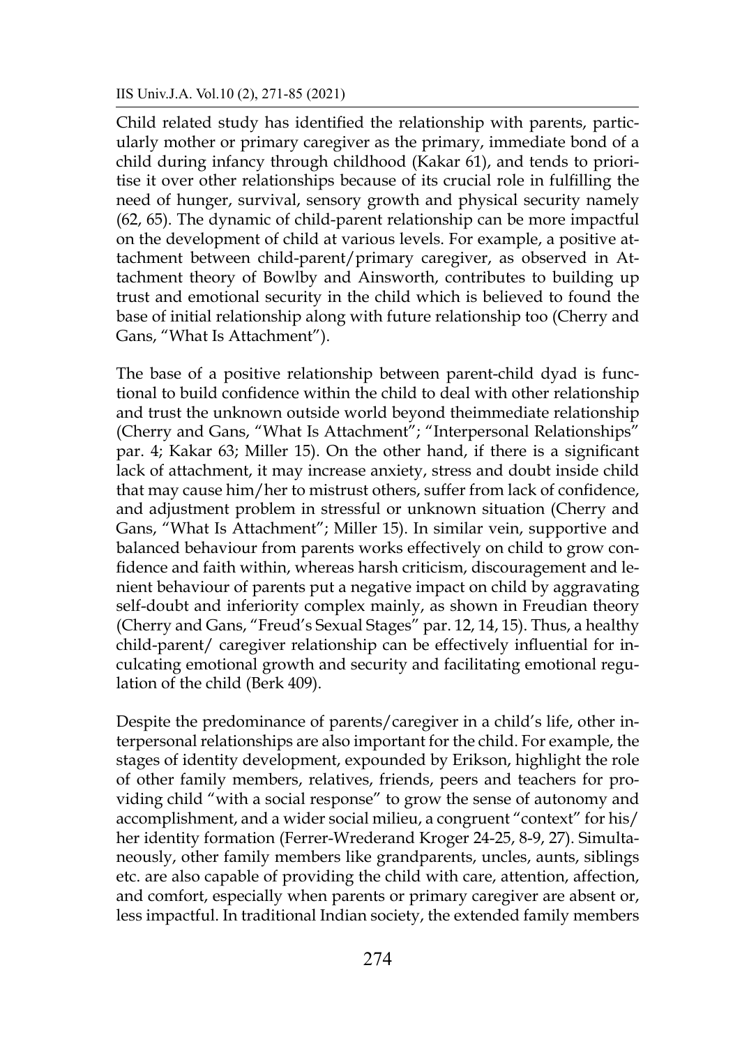Child related study has identified the relationship with parents, particularly mother or primary caregiver as the primary, immediate bond of a child during infancy through childhood (Kakar 61), and tends to prioritise it over other relationships because of its crucial role in fulfilling the need of hunger, survival, sensory growth and physical security namely (62, 65). The dynamic of child-parent relationship can be more impactful on the development of child at various levels. For example, a positive attachment between child-parent/primary caregiver, as observed in Attachment theory of Bowlby and Ainsworth, contributes to building up trust and emotional security in the child which is believed to found the base of initial relationship along with future relationship too (Cherry and Gans, "What Is Attachment").

The base of a positive relationship between parent-child dyad is functional to build confidence within the child to deal with other relationship and trust the unknown outside world beyond theimmediate relationship (Cherry and Gans, "What Is Attachment"; "Interpersonal Relationships" par. 4; Kakar 63; Miller 15). On the other hand, if there is a significant lack of attachment, it may increase anxiety, stress and doubt inside child that may cause him/her to mistrust others, suffer from lack of confidence, and adjustment problem in stressful or unknown situation (Cherry and Gans, "What Is Attachment"; Miller 15). In similar vein, supportive and balanced behaviour from parents works effectively on child to grow confidence and faith within, whereas harsh criticism, discouragement and lenient behaviour of parents put a negative impact on child by aggravating self-doubt and inferiority complex mainly, as shown in Freudian theory (Cherry and Gans, "Freud's Sexual Stages" par. 12, 14, 15). Thus, a healthy child-parent/ caregiver relationship can be effectively influential for inculcating emotional growth and security and facilitating emotional regulation of the child (Berk 409).

Despite the predominance of parents/caregiver in a child's life, other interpersonal relationships are also important for the child. For example, the stages of identity development, expounded by Erikson, highlight the role of other family members, relatives, friends, peers and teachers for providing child "with a social response" to grow the sense of autonomy and accomplishment, and a wider social milieu, a congruent "context" for his/her identity formation (Ferrer-Wrederand Kroger 24-25, 8-9, 27). Simultaneously, other family members like grandparents, uncles, aunts, siblings etc. are also capable of providing the child with care, attention, affection, and comfort, especially when parents or primary caregiver are absent or, less impactful. In traditional Indian society, the extended family members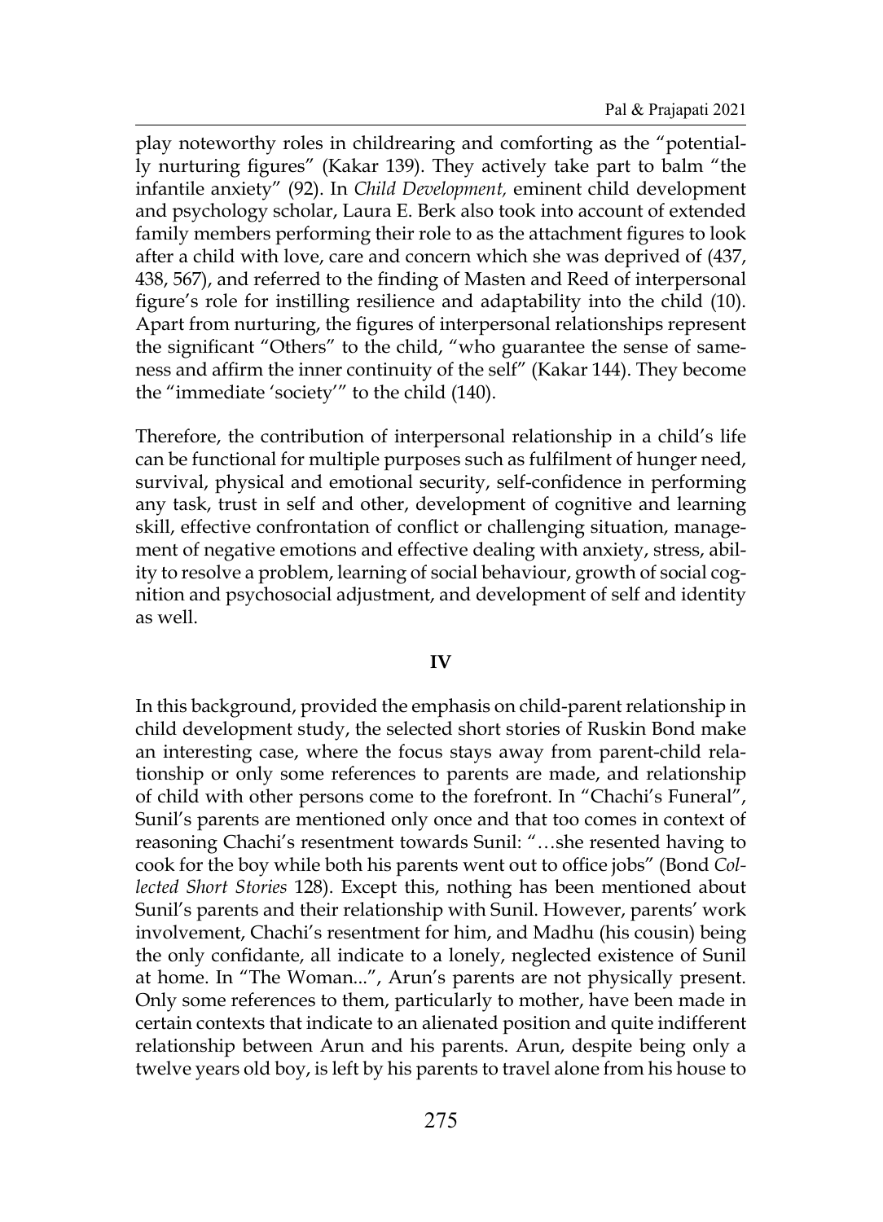play noteworthy roles in childrearing and comforting as the "potentially nurturing figures" (Kakar 139). They actively take part to balm "the infantile anxiety" (92). In *Child Development,* eminent child development and psychology scholar, Laura E. Berk also took into account of extended family members performing their role to as the attachment figures to look after a child with love, care and concern which she was deprived of (437, 438, 567), and referred to the finding of Masten and Reed of interpersonal figure's role for instilling resilience and adaptability into the child (10). Apart from nurturing, the figures of interpersonal relationships represent the significant "Others" to the child, "who guarantee the sense of sameness and affirm the inner continuity of the self" (Kakar 144). They become the "immediate 'society'" to the child (140).

Therefore, the contribution of interpersonal relationship in a child's life can be functional for multiple purposes such as fulfilment of hunger need, survival, physical and emotional security, self-confidence in performing any task, trust in self and other, development of cognitive and learning skill, effective confrontation of conflict or challenging situation, management of negative emotions and effective dealing with anxiety, stress, ability to resolve a problem, learning of social behaviour, growth of social cognition and psychosocial adjustment, and development of self and identity as well.

## IV

In this background, provided the emphasis on child-parent relationship in child development study, the selected short stories of Ruskin Bond make an interesting case, where the focus stays away from parent-child relationship or only some references to parents are made, and relationship of child with other persons come to the forefront. In "Chachi's Funeral", Sunil's parents are mentioned only once and that too comes in context of reasoning Chachi's resentment towards Sunil: "…she resented having to cook for the boy while both his parents went out to office jobs" (Bond *Collected Short Stories* 128). Except this, nothing has been mentioned about Sunil's parents and their relationship with Sunil. However, parents' work involvement, Chachi's resentment for him, and Madhu (his cousin) being the only confidante, all indicate to a lonely, neglected existence of Sunil at home. In "The Woman...", Arun's parents are not physically present. Only some references to them, particularly to mother, have been made in certain contexts that indicate to an alienated position and quite indifferent relationship between Arun and his parents. Arun, despite being only a twelve years old boy, is left by his parents to travel alone from his house to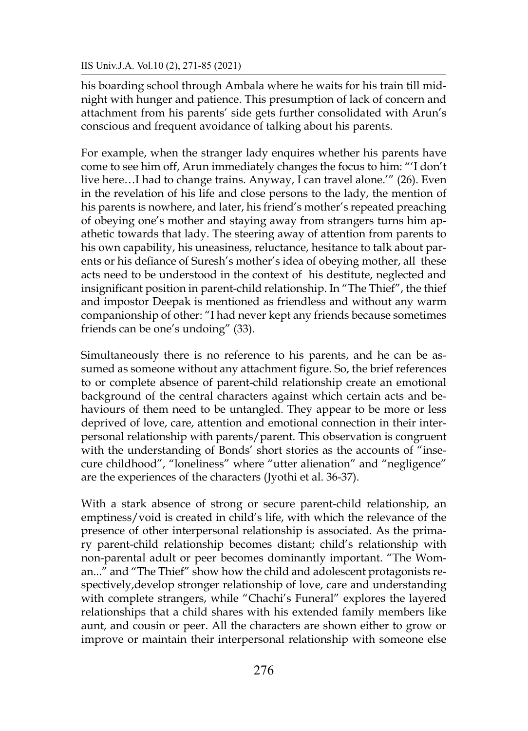his boarding school through Ambala where he waits for his train till midnight with hunger and patience. This presumption of lack of concern and attachment from his parents' side gets further consolidated with Arun's conscious and frequent avoidance of talking about his parents.

For example, when the stranger lady enquires whether his parents have come to see him off, Arun immediately changes the focus to him: "'I don't live here…I had to change trains. Anyway, I can travel alone.'" (26). Even in the revelation of his life and close persons to the lady, the mention of his parents is nowhere, and later, his friend's mother's repeated preaching of obeying one's mother and staying away from strangers turns him apathetic towards that lady. The steering away of attention from parents to his own capability, his uneasiness, reluctance, hesitance to talk about parents or his defiance of Suresh's mother's idea of obeying mother, all these acts need to be understood in the context of his destitute, neglected and insignificant position in parent-child relationship. In "The Thief", the thief and impostor Deepak is mentioned as friendless and without any warm companionship of other: "I had never kept any friends because sometimes friends can be one's undoing" (33).

Simultaneously there is no reference to his parents, and he can be assumed as someone without any attachment figure. So, the brief references to or complete absence of parent-child relationship create an emotional background of the central characters against which certain acts and behaviours of them need to be untangled. They appear to be more or less deprived of love, care, attention and emotional connection in their interpersonal relationship with parents/parent. This observation is congruent with the understanding of Bonds' short stories as the accounts of "insecure childhood", "loneliness" where "utter alienation" and "negligence" are the experiences of the characters (Jyothi et al. 36-37).

With a stark absence of strong or secure parent-child relationship, an emptiness/void is created in child's life, with which the relevance of the presence of other interpersonal relationship is associated. As the primary parent-child relationship becomes distant; child's relationship with non-parental adult or peer becomes dominantly important. "The Woman..." and "The Thief" show how the child and adolescent protagonists respectively,develop stronger relationship of love, care and understanding with complete strangers, while "Chachi's Funeral" explores the layered relationships that a child shares with his extended family members like aunt, and cousin or peer. All the characters are shown either to grow or improve or maintain their interpersonal relationship with someone else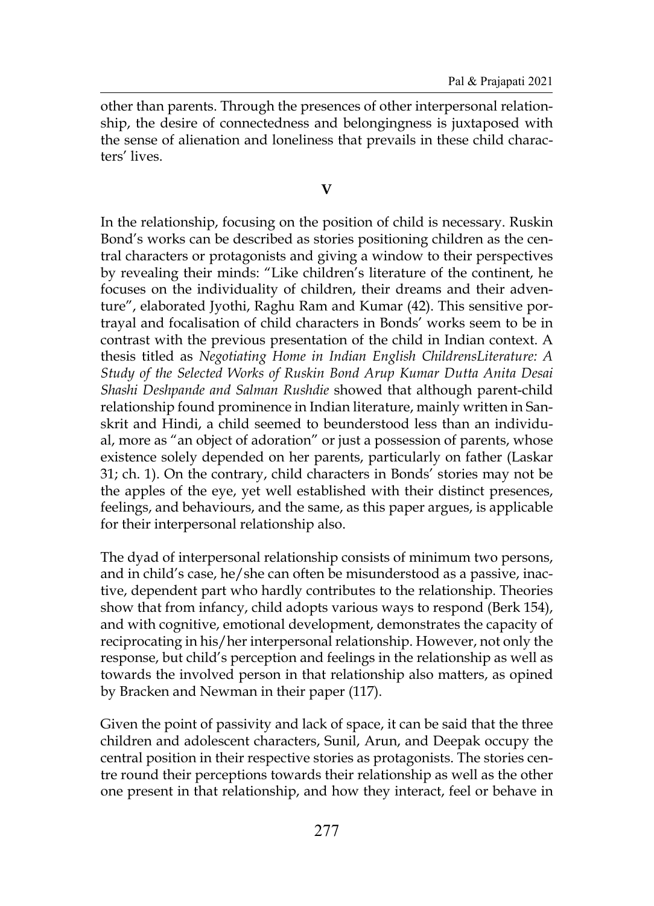other than parents. Through the presences of other interpersonal relationship, the desire of connectedness and belongingness is juxtaposed with the sense of alienation and loneliness that prevails in these child characters' lives.

## V

In the relationship, focusing on the position of child is necessary. Ruskin Bond's works can be described as stories positioning children as the central characters or protagonists and giving a window to their perspectives by revealing their minds: "Like children's literature of the continent, he focuses on the individuality of children, their dreams and their adventure", elaborated Jyothi, Raghu Ram and Kumar (42). This sensitive portrayal and focalisation of child characters in Bonds' works seem to be in contrast with the previous presentation of the child in Indian context. A thesis titled as *Negotiating Home in Indian English ChildrensLiterature: A Study of the Selected Works of Ruskin Bond Arup Kumar Dutta Anita Desai Shashi Deshpande and Salman Rushdie* showed that although parent-child relationship found prominence in Indian literature, mainly written in Sanskrit and Hindi, a child seemed to beunderstood less than an individual, more as "an object of adoration" or just a possession of parents, whose existence solely depended on her parents, particularly on father (Laskar 31; ch. 1). On the contrary, child characters in Bonds' stories may not be the apples of the eye, yet well established with their distinct presences, feelings, and behaviours, and the same, as this paper argues, is applicable for their interpersonal relationship also.

The dyad of interpersonal relationship consists of minimum two persons, and in child's case, he/she can often be misunderstood as a passive, inactive, dependent part who hardly contributes to the relationship. Theories show that from infancy, child adopts various ways to respond (Berk 154), and with cognitive, emotional development, demonstrates the capacity of reciprocating in his/her interpersonal relationship. However, not only the response, but child's perception and feelings in the relationship as well as towards the involved person in that relationship also matters, as opined by Bracken and Newman in their paper (117).

Given the point of passivity and lack of space, it can be said that the three children and adolescent characters, Sunil, Arun, and Deepak occupy the central position in their respective stories as protagonists. The stories centre round their perceptions towards their relationship as well as the other one present in that relationship, and how they interact, feel or behave in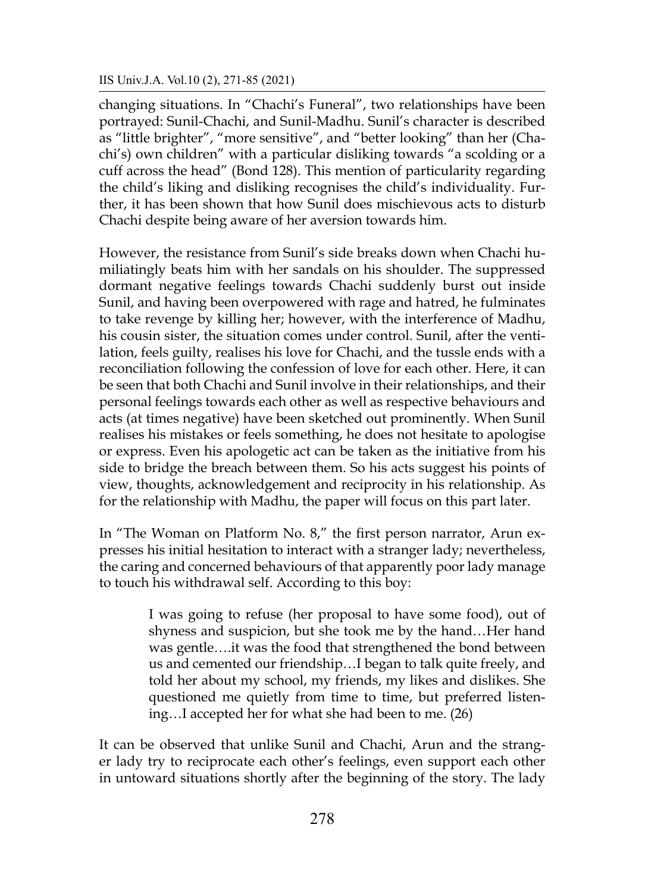changing situations. In "Chachi's Funeral", two relationships have been portrayed: Sunil-Chachi, and Sunil-Madhu. Sunil's character is described as "little brighter", "more sensitive", and "better looking" than her (Chachi's) own children" with a particular disliking towards "a scolding or a cuff across the head" (Bond 128). This mention of particularity regarding the child's liking and disliking recognises the child's individuality. Further, it has been shown that how Sunil does mischievous acts to disturb Chachi despite being aware of her aversion towards him.

However, the resistance from Sunil's side breaks down when Chachi humiliatingly beats him with her sandals on his shoulder. The suppressed dormant negative feelings towards Chachi suddenly burst out inside Sunil, and having been overpowered with rage and hatred, he fulminates to take revenge by killing her; however, with the interference of Madhu, his cousin sister, the situation comes under control. Sunil, after the ventilation, feels guilty, realises his love for Chachi, and the tussle ends with a reconciliation following the confession of love for each other. Here, it can be seen that both Chachi and Sunil involve in their relationships, and their personal feelings towards each other as well as respective behaviours and acts (at times negative) have been sketched out prominently. When Sunil realises his mistakes or feels something, he does not hesitate to apologise or express. Even his apologetic act can be taken as the initiative from his side to bridge the breach between them. So his acts suggest his points of view, thoughts, acknowledgement and reciprocity in his relationship. As for the relationship with Madhu, the paper will focus on this part later.

In "The Woman on Platform No. 8," the first person narrator, Arun expresses his initial hesitation to interact with a stranger lady; nevertheless, the caring and concerned behaviours of that apparently poor lady manage to touch his withdrawal self. According to this boy:

> I was going to refuse (her proposal to have some food), out of shyness and suspicion, but she took me by the hand…Her hand was gentle….it was the food that strengthened the bond between us and cemented our friendship…I began to talk quite freely, and told her about my school, my friends, my likes and dislikes. She questioned me quietly from time to time, but preferred listening…I accepted her for what she had been to me. (26)

It can be observed that unlike Sunil and Chachi, Arun and the stranger lady try to reciprocate each other's feelings, even support each other in untoward situations shortly after the beginning of the story. The lady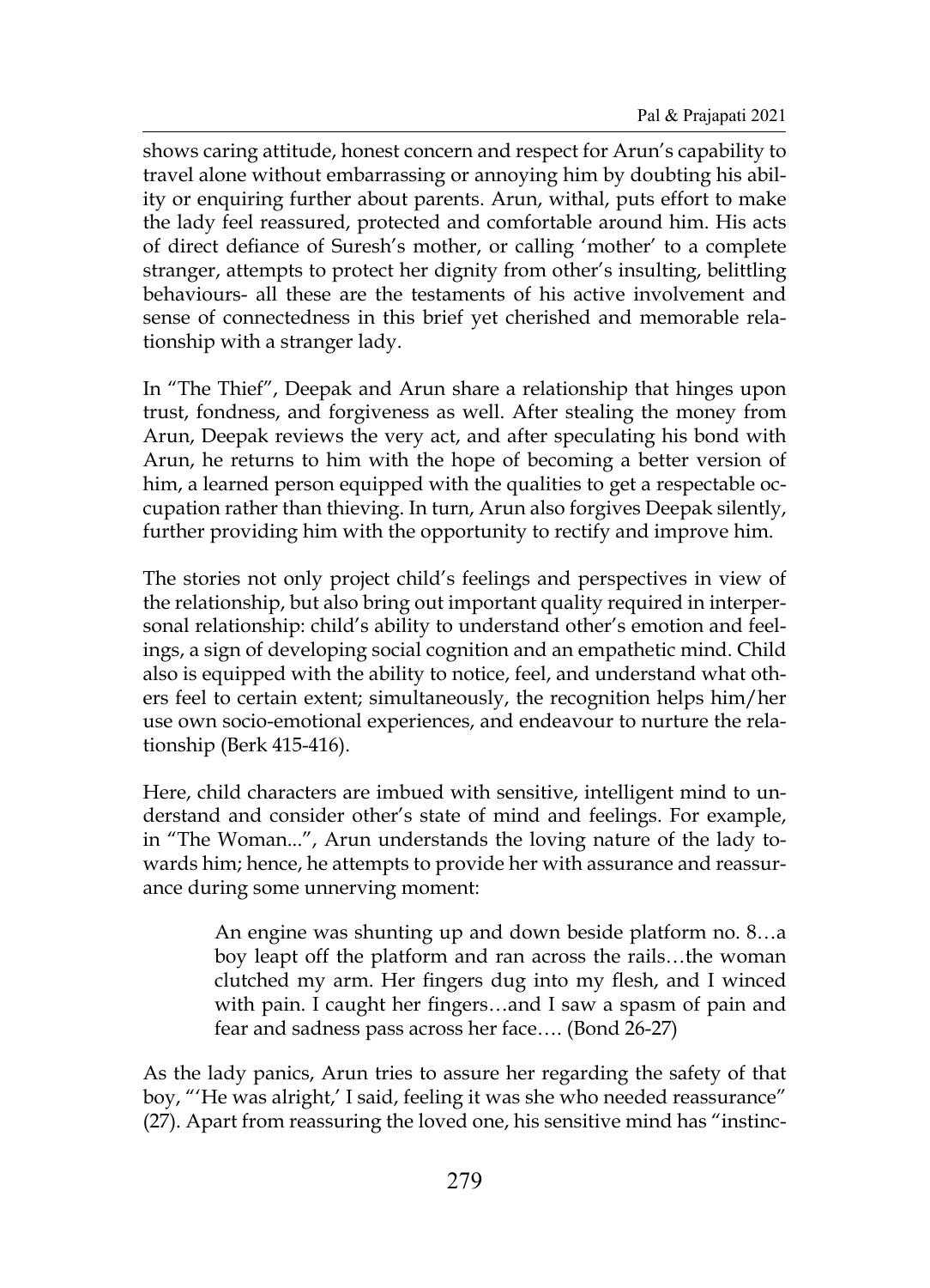shows caring attitude, honest concern and respect for Arun's capability to travel alone without embarrassing or annoying him by doubting his ability or enquiring further about parents. Arun, withal, puts effort to make the lady feel reassured, protected and comfortable around him. His acts of direct defiance of Suresh's mother, or calling 'mother' to a complete stranger, attempts to protect her dignity from other's insulting, belittling behaviours- all these are the testaments of his active involvement and sense of connectedness in this brief yet cherished and memorable relationship with a stranger lady.

In "The Thief", Deepak and Arun share a relationship that hinges upon trust, fondness, and forgiveness as well. After stealing the money from Arun, Deepak reviews the very act, and after speculating his bond with Arun, he returns to him with the hope of becoming a better version of him, a learned person equipped with the qualities to get a respectable occupation rather than thieving. In turn, Arun also forgives Deepak silently, further providing him with the opportunity to rectify and improve him.

The stories not only project child's feelings and perspectives in view of the relationship, but also bring out important quality required in interpersonal relationship: child's ability to understand other's emotion and feelings, a sign of developing social cognition and an empathetic mind. Child also is equipped with the ability to notice, feel, and understand what others feel to certain extent; simultaneously, the recognition helps him/her use own socio-emotional experiences, and endeavour to nurture the relationship (Berk 415-416).

Here, child characters are imbued with sensitive, intelligent mind to understand and consider other's state of mind and feelings. For example, in "The Woman...", Arun understands the loving nature of the lady towards him; hence, he attempts to provide her with assurance and reassurance during some unnerving moment:

> An engine was shunting up and down beside platform no. 8…a boy leapt off the platform and ran across the rails…the woman clutched my arm. Her fingers dug into my flesh, and I winced with pain. I caught her fingers…and I saw a spasm of pain and fear and sadness pass across her face…. (Bond 26-27)

As the lady panics, Arun tries to assure her regarding the safety of that boy, "'He was alright,' I said, feeling it was she who needed reassurance" (27). Apart from reassuring the loved one, his sensitive mind has "instinc-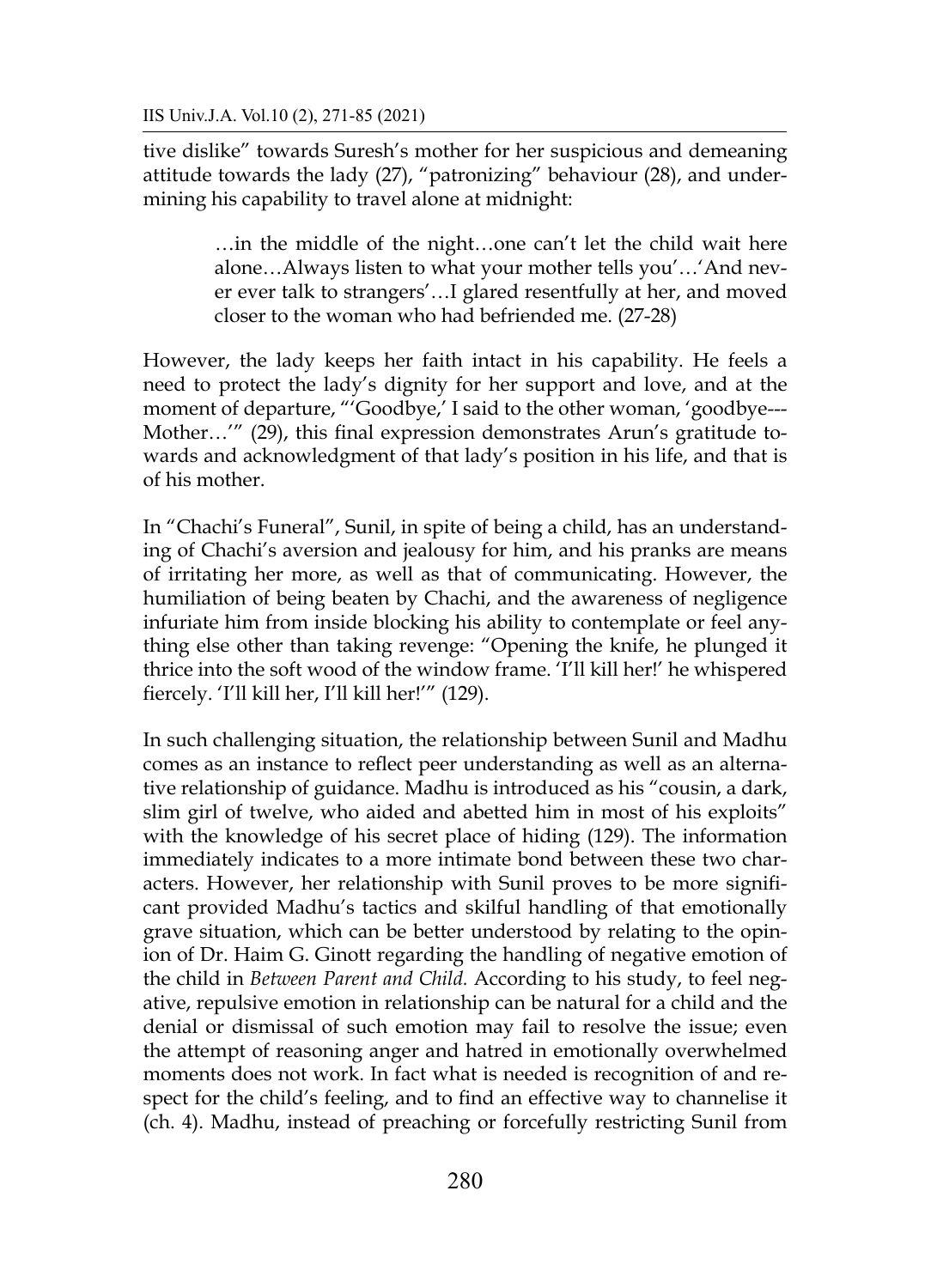tive dislike" towards Suresh's mother for her suspicious and demeaning attitude towards the lady (27), "patronizing" behaviour (28), and undermining his capability to travel alone at midnight:

> …in the middle of the night…one can't let the child wait here alone…Always listen to what your mother tells you'…'And never ever talk to strangers'…I glared resentfully at her, and moved closer to the woman who had befriended me. (27-28)

However, the lady keeps her faith intact in his capability. He feels a need to protect the lady's dignity for her support and love, and at the moment of departure, "'Goodbye,' I said to the other woman, 'goodbye---Mother…'" (29), this final expression demonstrates Arun's gratitude towards and acknowledgment of that lady's position in his life, and that is of his mother.

In "Chachi's Funeral", Sunil, in spite of being a child, has an understanding of Chachi's aversion and jealousy for him, and his pranks are means of irritating her more, as well as that of communicating. However, the humiliation of being beaten by Chachi, and the awareness of negligence infuriate him from inside blocking his ability to contemplate or feel anything else other than taking revenge: "Opening the knife, he plunged it thrice into the soft wood of the window frame. 'I'll kill her!' he whispered fiercely. 'I'll kill her, I'll kill her!'" (129).

In such challenging situation, the relationship between Sunil and Madhu comes as an instance to reflect peer understanding as well as an alternative relationship of guidance. Madhu is introduced as his "cousin, a dark, slim girl of twelve, who aided and abetted him in most of his exploits" with the knowledge of his secret place of hiding (129). The information immediately indicates to a more intimate bond between these two characters. However, her relationship with Sunil proves to be more significant provided Madhu's tactics and skilful handling of that emotionally grave situation, which can be better understood by relating to the opinion of Dr. Haim G. Ginott regarding the handling of negative emotion of the child in *Between Parent and Child.* According to his study, to feel negative, repulsive emotion in relationship can be natural for a child and the denial or dismissal of such emotion may fail to resolve the issue; even the attempt of reasoning anger and hatred in emotionally overwhelmed moments does not work. In fact what is needed is recognition of and respect for the child's feeling, and to find an effective way to channelise it (ch. 4). Madhu, instead of preaching or forcefully restricting Sunil from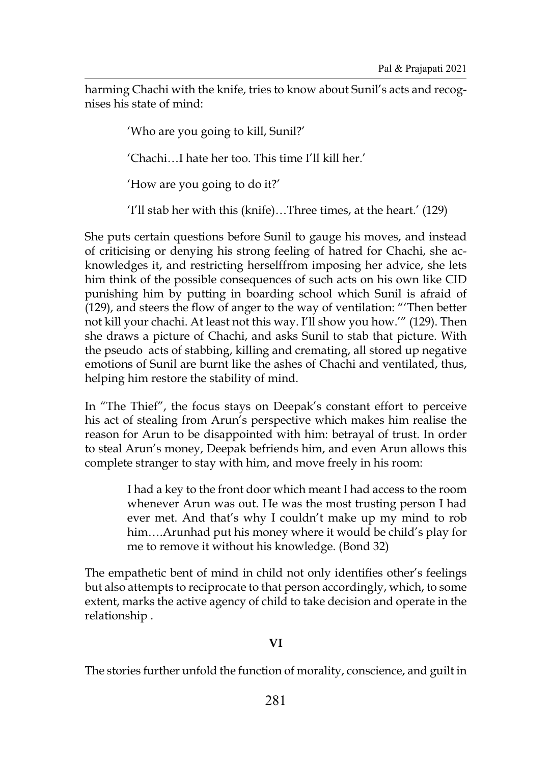harming Chachi with the knife, tries to know about Sunil's acts and recognises his state of mind:

> 'Who are you going to kill, Sunil?'
>
> 'Chachi…I hate her too. This time I'll kill her.'
>
> 'How are you going to do it?'
>
> 'I'll stab her with this (knife)…Three times, at the heart.' (129)

She puts certain questions before Sunil to gauge his moves, and instead of criticising or denying his strong feeling of hatred for Chachi, she acknowledges it, and restricting herselffrom imposing her advice, she lets him think of the possible consequences of such acts on his own like CID punishing him by putting in boarding school which Sunil is afraid of (129), and steers the flow of anger to the way of ventilation: "'Then better not kill your chachi. At least not this way. I'll show you how.'" (129). Then she draws a picture of Chachi, and asks Sunil to stab that picture. With the pseudo acts of stabbing, killing and cremating, all stored up negative emotions of Sunil are burnt like the ashes of Chachi and ventilated, thus, helping him restore the stability of mind.

In "The Thief", the focus stays on Deepak's constant effort to perceive his act of stealing from Arun's perspective which makes him realise the reason for Arun to be disappointed with him: betrayal of trust. In order to steal Arun's money, Deepak befriends him, and even Arun allows this complete stranger to stay with him, and move freely in his room:

> I had a key to the front door which meant I had access to the room whenever Arun was out. He was the most trusting person I had ever met. And that's why I couldn't make up my mind to rob him….Arunhad put his money where it would be child's play for me to remove it without his knowledge. (Bond 32)

The empathetic bent of mind in child not only identifies other's feelings but also attempts to reciprocate to that person accordingly, which, to some extent, marks the active agency of child to take decision and operate in the relationship .

## VI

The stories further unfold the function of morality, conscience, and guilt in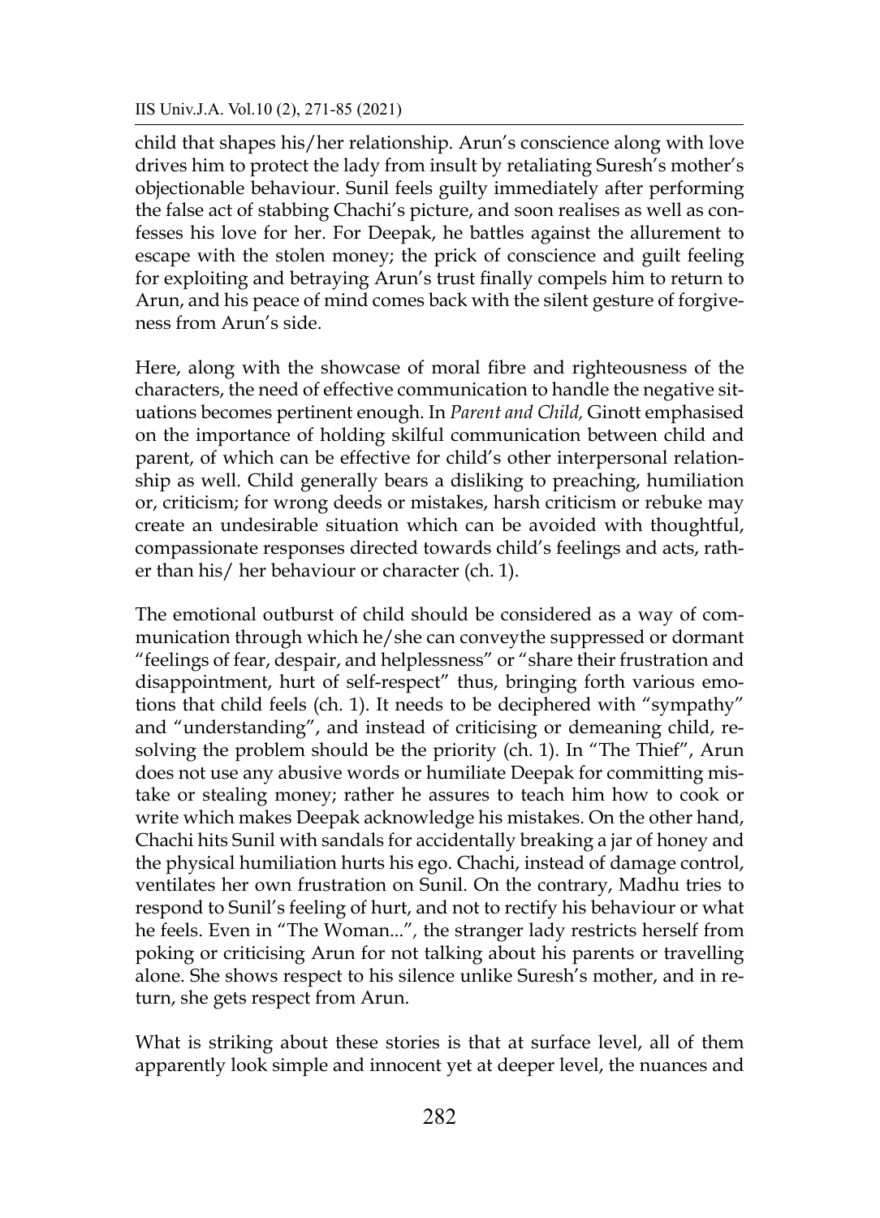child that shapes his/her relationship. Arun's conscience along with love drives him to protect the lady from insult by retaliating Suresh's mother's objectionable behaviour. Sunil feels guilty immediately after performing the false act of stabbing Chachi's picture, and soon realises as well as confesses his love for her. For Deepak, he battles against the allurement to escape with the stolen money; the prick of conscience and guilt feeling for exploiting and betraying Arun's trust finally compels him to return to Arun, and his peace of mind comes back with the silent gesture of forgiveness from Arun's side.

Here, along with the showcase of moral fibre and righteousness of the characters, the need of effective communication to handle the negative situations becomes pertinent enough. In *Parent and Child,* Ginott emphasised on the importance of holding skilful communication between child and parent, of which can be effective for child's other interpersonal relationship as well. Child generally bears a disliking to preaching, humiliation or, criticism; for wrong deeds or mistakes, harsh criticism or rebuke may create an undesirable situation which can be avoided with thoughtful, compassionate responses directed towards child's feelings and acts, rather than his/ her behaviour or character (ch. 1).

The emotional outburst of child should be considered as a way of communication through which he/she can conveythe suppressed or dormant "feelings of fear, despair, and helplessness" or "share their frustration and disappointment, hurt of self-respect" thus, bringing forth various emotions that child feels (ch. 1). It needs to be deciphered with "sympathy" and "understanding", and instead of criticising or demeaning child, resolving the problem should be the priority (ch. 1). In "The Thief", Arun does not use any abusive words or humiliate Deepak for committing mistake or stealing money; rather he assures to teach him how to cook or write which makes Deepak acknowledge his mistakes. On the other hand, Chachi hits Sunil with sandals for accidentally breaking a jar of honey and the physical humiliation hurts his ego. Chachi, instead of damage control, ventilates her own frustration on Sunil. On the contrary, Madhu tries to respond to Sunil's feeling of hurt, and not to rectify his behaviour or what he feels. Even in "The Woman...", the stranger lady restricts herself from poking or criticising Arun for not talking about his parents or travelling alone. She shows respect to his silence unlike Suresh's mother, and in return, she gets respect from Arun.

What is striking about these stories is that at surface level, all of them apparently look simple and innocent yet at deeper level, the nuances and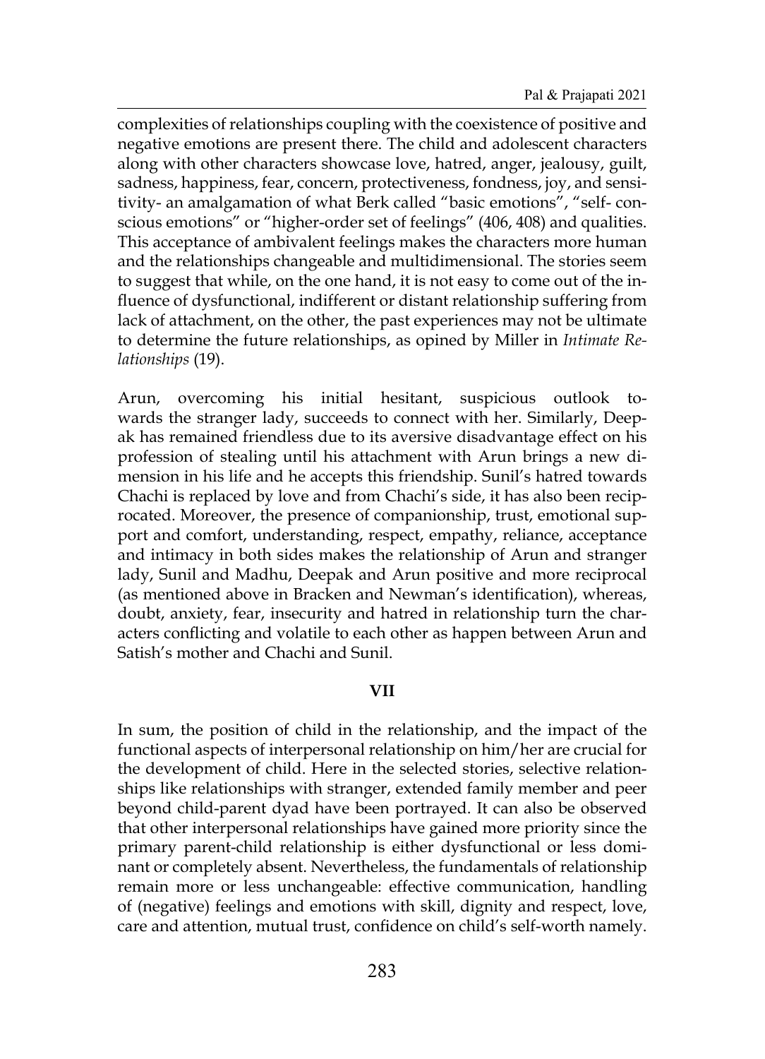complexities of relationships coupling with the coexistence of positive and negative emotions are present there. The child and adolescent characters along with other characters showcase love, hatred, anger, jealousy, guilt, sadness, happiness, fear, concern, protectiveness, fondness, joy, and sensitivity- an amalgamation of what Berk called "basic emotions", "self- conscious emotions" or "higher-order set of feelings" (406, 408) and qualities. This acceptance of ambivalent feelings makes the characters more human and the relationships changeable and multidimensional. The stories seem to suggest that while, on the one hand, it is not easy to come out of the influence of dysfunctional, indifferent or distant relationship suffering from lack of attachment, on the other, the past experiences may not be ultimate to determine the future relationships, as opined by Miller in *Intimate Relationships* (19).

Arun, overcoming his initial hesitant, suspicious outlook towards the stranger lady, succeeds to connect with her. Similarly, Deepak has remained friendless due to its aversive disadvantage effect on his profession of stealing until his attachment with Arun brings a new dimension in his life and he accepts this friendship. Sunil's hatred towards Chachi is replaced by love and from Chachi's side, it has also been reciprocated. Moreover, the presence of companionship, trust, emotional support and comfort, understanding, respect, empathy, reliance, acceptance and intimacy in both sides makes the relationship of Arun and stranger lady, Sunil and Madhu, Deepak and Arun positive and more reciprocal (as mentioned above in Bracken and Newman's identification), whereas, doubt, anxiety, fear, insecurity and hatred in relationship turn the characters conflicting and volatile to each other as happen between Arun and Satish's mother and Chachi and Sunil.

## VII

In sum, the position of child in the relationship, and the impact of the functional aspects of interpersonal relationship on him/her are crucial for the development of child. Here in the selected stories, selective relationships like relationships with stranger, extended family member and peer beyond child-parent dyad have been portrayed. It can also be observed that other interpersonal relationships have gained more priority since the primary parent-child relationship is either dysfunctional or less dominant or completely absent. Nevertheless, the fundamentals of relationship remain more or less unchangeable: effective communication, handling of (negative) feelings and emotions with skill, dignity and respect, love, care and attention, mutual trust, confidence on child's self-worth namely.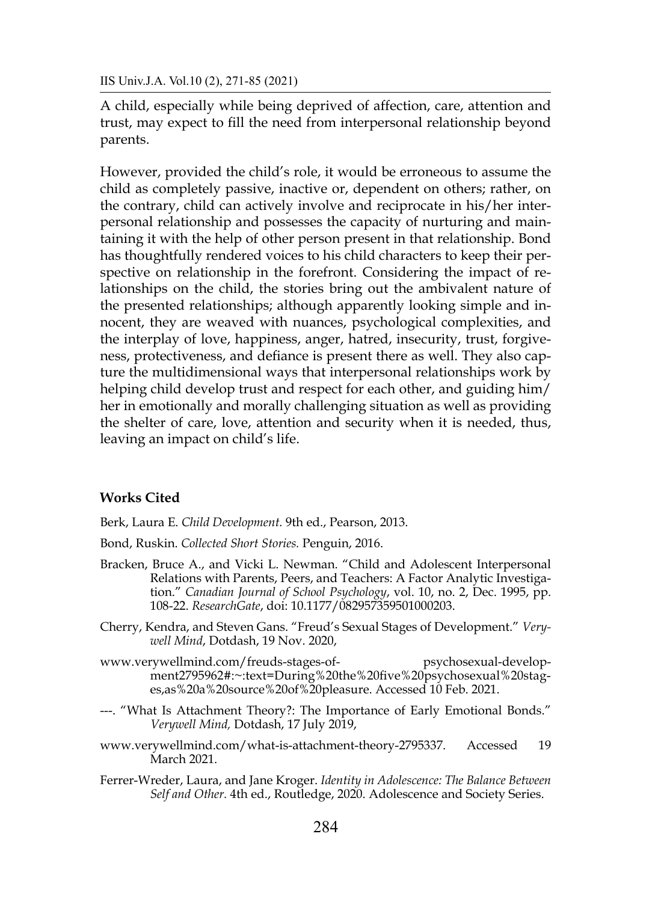A child, especially while being deprived of affection, care, attention and trust, may expect to fill the need from interpersonal relationship beyond parents.

However, provided the child's role, it would be erroneous to assume the child as completely passive, inactive or, dependent on others; rather, on the contrary, child can actively involve and reciprocate in his/her interpersonal relationship and possesses the capacity of nurturing and maintaining it with the help of other person present in that relationship. Bond has thoughtfully rendered voices to his child characters to keep their perspective on relationship in the forefront. Considering the impact of relationships on the child, the stories bring out the ambivalent nature of the presented relationships; although apparently looking simple and innocent, they are weaved with nuances, psychological complexities, and the interplay of love, happiness, anger, hatred, insecurity, trust, forgiveness, protectiveness, and defiance is present there as well. They also capture the multidimensional ways that interpersonal relationships work by helping child develop trust and respect for each other, and guiding him/her in emotionally and morally challenging situation as well as providing the shelter of care, love, attention and security when it is needed, thus, leaving an impact on child's life.

**Works Cited**

Berk, Laura E. *Child Development.* 9th ed., Pearson, 2013.

Bond, Ruskin. *Collected Short Stories.* Penguin, 2016.

Bracken, Bruce A., and Vicki L. Newman. "Child and Adolescent Interpersonal Relations with Parents, Peers, and Teachers: A Factor Analytic Investigation." *Canadian Journal of School Psychology*, vol. 10, no. 2, Dec. 1995, pp. 108-22. *ResearchGate*, doi: 10.1177/082957359501000203.

Cherry, Kendra, and Steven Gans. "Freud's Sexual Stages of Development." *Verywell Mind*, Dotdash, 19 Nov. 2020,

www.verywellmind.com/freuds-stages-of- psychosexual-development2795962#:~:text=During%20the%20five%20psychosexual%20stages,as%20a%20source%20of%20pleasure. Accessed 10 Feb. 2021.

---. "What Is Attachment Theory?: The Importance of Early Emotional Bonds." *Verywell Mind,* Dotdash, 17 July 2019,

www.verywellmind.com/what-is-attachment-theory-2795337. Accessed 19 March 2021.

Ferrer-Wreder, Laura, and Jane Kroger. *Identity in Adolescence: The Balance Between Self and Other.* 4th ed., Routledge, 2020. Adolescence and Society Series.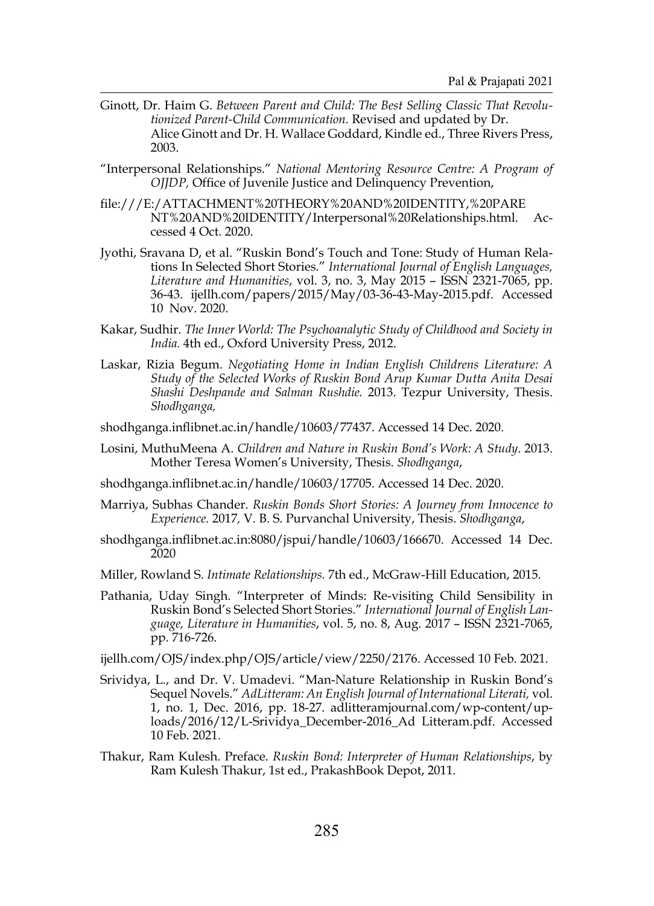Ginott, Dr. Haim G. *Between Parent and Child: The Best Selling Classic That Revolutionized Parent-Child Communication.* Revised and updated by Dr. Alice Ginott and Dr. H. Wallace Goddard, Kindle ed., Three Rivers Press, 2003.

"Interpersonal Relationships." *National Mentoring Resource Centre: A Program of OJJDP,* Office of Juvenile Justice and Delinquency Prevention,

file:///E:/ATTACHMENT%20THEORY%20AND%20IDENTITY,%20PARENT%20AND%20IDENTITY/Interpersonal%20Relationships.html. Accessed 4 Oct. 2020.

Jyothi, Sravana D, et al. "Ruskin Bond's Touch and Tone: Study of Human Relations In Selected Short Stories." *International Journal of English Languages, Literature and Humanities*, vol. 3, no. 3, May 2015 – ISSN 2321-7065, pp. 36-43. ijellh.com/papers/2015/May/03-36-43-May-2015.pdf. Accessed 10 Nov. 2020.

Kakar, Sudhir. *The Inner World: The Psychoanalytic Study of Childhood and Society in India.* 4th ed., Oxford University Press, 2012.

Laskar, Rizia Begum. *Negotiating Home in Indian English Childrens Literature: A Study of the Selected Works of Ruskin Bond Arup Kumar Dutta Anita Desai Shashi Deshpande and Salman Rushdie.* 2013. Tezpur University, Thesis. *Shodhganga,*

shodhganga.inflibnet.ac.in/handle/10603/77437. Accessed 14 Dec. 2020.

Losini, MuthuMeena A. *Children and Nature in Ruskin Bond's Work: A Study*. 2013. Mother Teresa Women's University, Thesis. *Shodhganga*,

shodhganga.inflibnet.ac.in/handle/10603/17705. Accessed 14 Dec. 2020.

Marriya, Subhas Chander. *Ruskin Bonds Short Stories: A Journey from Innocence to Experience.* 2017, V. B. S. Purvanchal University, Thesis. *Shodhganga*,

shodhganga.inflibnet.ac.in:8080/jspui/handle/10603/166670. Accessed 14 Dec. 2020

Miller, Rowland S. *Intimate Relationships.* 7th ed., McGraw-Hill Education, 2015.

Pathania, Uday Singh. "Interpreter of Minds: Re-visiting Child Sensibility in Ruskin Bond's Selected Short Stories." *International Journal of English Language, Literature in Humanities*, vol. 5, no. 8, Aug. 2017 – ISSN 2321-7065, pp. 716-726.

ijellh.com/OJS/index.php/OJS/article/view/2250/2176. Accessed 10 Feb. 2021.

Srividya, L., and Dr. V. Umadevi. "Man-Nature Relationship in Ruskin Bond's Sequel Novels." *AdLitteram: An English Journal of International Literati,* vol. 1, no. 1, Dec. 2016, pp. 18-27. adlitteramjournal.com/wp-content/uploads/2016/12/L-Srividya_December-2016_Ad Litteram.pdf. Accessed 10 Feb. 2021.

Thakur, Ram Kulesh. Preface. *Ruskin Bond: Interpreter of Human Relationships,* by Ram Kulesh Thakur, 1st ed., PrakashBook Depot, 2011.